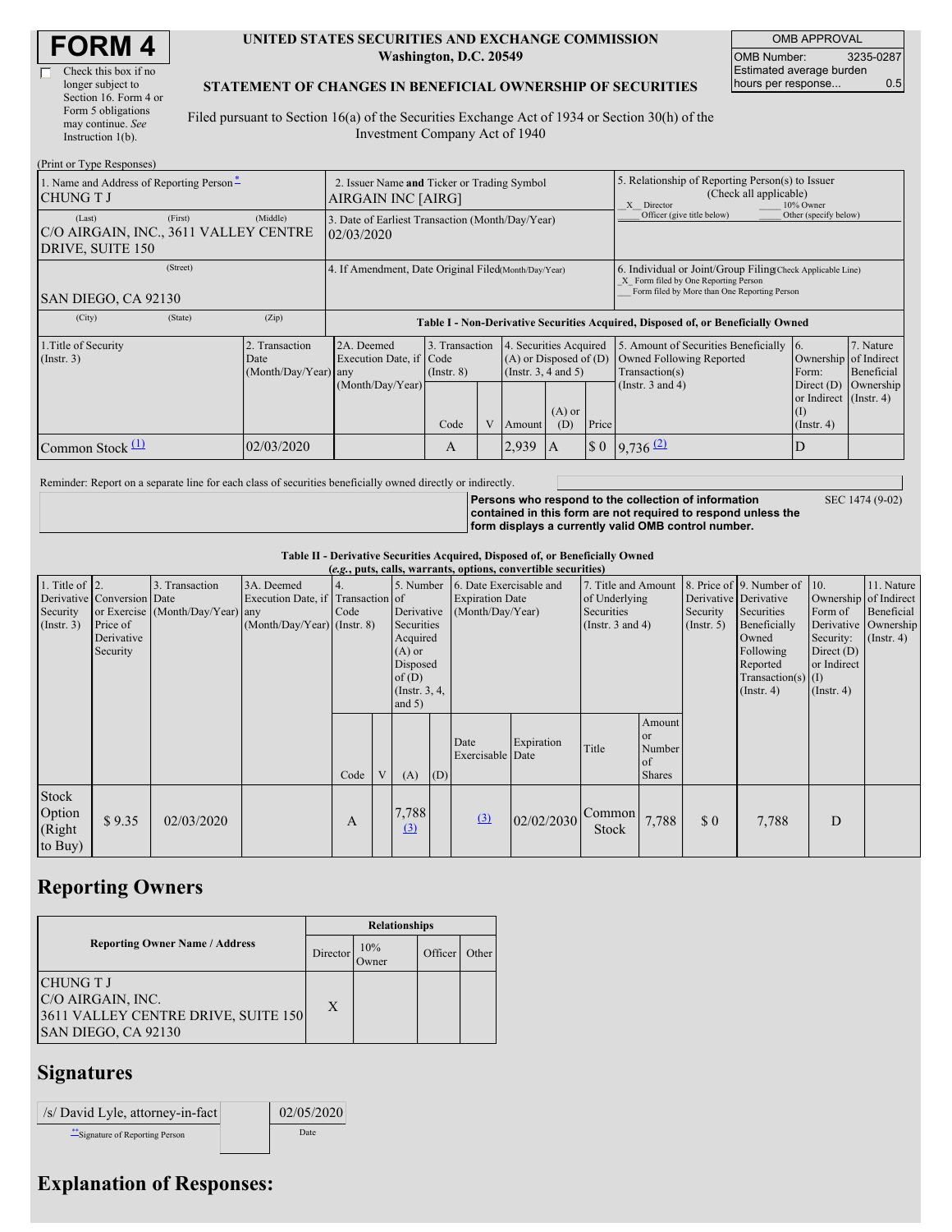# FORM 4

☐ Check this box if no longer subject to Section 16. Form 4 or Form 5 obligations may continue. *See* Instruction 1(b).

**UNITED STATES SECURITIES AND EXCHANGE COMMISSION**
**Washington, D.C. 20549**

**STATEMENT OF CHANGES IN BENEFICIAL OWNERSHIP OF SECURITIES**

Filed pursuant to Section 16(a) of the Securities Exchange Act of 1934 or Section 30(h) of the Investment Company Act of 1940

| OMB APPROVAL | |
|---|---|
| OMB Number: | 3235-0287 |
| Estimated average burden hours per response... | 0.5 |

(Print or Type Responses)

| 1. Name and Address of Reporting Person* | 2. Issuer Name and Ticker or Trading Symbol | 5. Relationship of Reporting Person(s) to Issuer (Check all applicable) |
|---|---|---|
| CHUNG T J | AIRGAIN INC [AIRG] | _X_ Director ___ 10% Owner ___ Officer (give title below) ___ Other (specify below) |
| (Last) (First) (Middle) C/O AIRGAIN, INC., 3611 VALLEY CENTRE DRIVE, SUITE 150 | 3. Date of Earliest Transaction (Month/Day/Year) 02/03/2020 | |
| (Street) SAN DIEGO, CA 92130 | 4. If Amendment, Date Original Filed(Month/Day/Year) | 6. Individual or Joint/Group Filing(Check Applicable Line) _X_ Form filed by One Reporting Person ___ Form filed by More than One Reporting Person |
| (City) (State) (Zip) | | |

**Table I - Non-Derivative Securities Acquired, Disposed of, or Beneficially Owned**

| 1.Title of Security (Instr. 3) | 2. Transaction Date (Month/Day/Year) | 2A. Deemed Execution Date, if any (Month/Day/Year) | 3. Transaction Code (Instr. 8) Code | V | 4. Securities Acquired (A) or Disposed of (D) (Instr. 3, 4 and 5) Amount | (A) or (D) | Price | 5. Amount of Securities Beneficially Owned Following Reported Transaction(s) (Instr. 3 and 4) | 6. Ownership Form: Direct (D) or Indirect (I) (Instr. 4) | 7. Nature of Indirect Beneficial Ownership (Instr. 4) |
|---|---|---|---|---|---|---|---|---|---|---|
| Common Stock (1) | 02/03/2020 | | A | | 2,939 | A | $ 0 | 9,736 (2) | D | |

Reminder: Report on a separate line for each class of securities beneficially owned directly or indirectly.

**Persons who respond to the collection of information contained in this form are not required to respond unless the form displays a currently valid OMB control number.** SEC 1474 (9-02)

**Table II - Derivative Securities Acquired, Disposed of, or Beneficially Owned**
**(*e.g.*, puts, calls, warrants, options, convertible securities)**

| 1. Title of Derivative Security (Instr. 3) | 2. Conversion or Exercise Price of Derivative Security | 3. Transaction Date (Month/Day/Year) | 3A. Deemed Execution Date, if any (Month/Day/Year) | 4. Transaction Code (Instr. 8) Code | V | 5. Number of Derivative Securities Acquired (A) or Disposed of (D) (Instr. 3, 4, and 5) (A) | (D) | 6. Date Exercisable and Expiration Date (Month/Day/Year) Date Exercisable | Expiration Date | 7. Title and Amount of Underlying Securities (Instr. 3 and 4) Title | Amount or Number of Shares | 8. Price of Derivative Security (Instr. 5) | 9. Number of Derivative Securities Beneficially Owned Following Reported Transaction(s) (Instr. 4) | 10. Ownership Form of Derivative Security: Direct (D) or Indirect (I) (Instr. 4) | 11. Nature of Indirect Beneficial Ownership (Instr. 4) |
|---|---|---|---|---|---|---|---|---|---|---|---|---|---|---|---|
| Stock Option (Right to Buy) | $ 9.35 | 02/03/2020 | | A | | 7,788 (3) | | (3) | 02/02/2030 | Common Stock | 7,788 | $ 0 | 7,788 | D | |

## Reporting Owners

| Reporting Owner Name / Address | Director | 10% Owner | Officer | Other |
|---|---|---|---|---|
| CHUNG T J<br>C/O AIRGAIN, INC.<br>3611 VALLEY CENTRE DRIVE, SUITE 150<br>SAN DIEGO, CA 92130 | X | | | |

## Signatures

| /s/ David Lyle, attorney-in-fact | 02/05/2020 |
|---|---|
| **Signature of Reporting Person | Date |

## Explanation of Responses: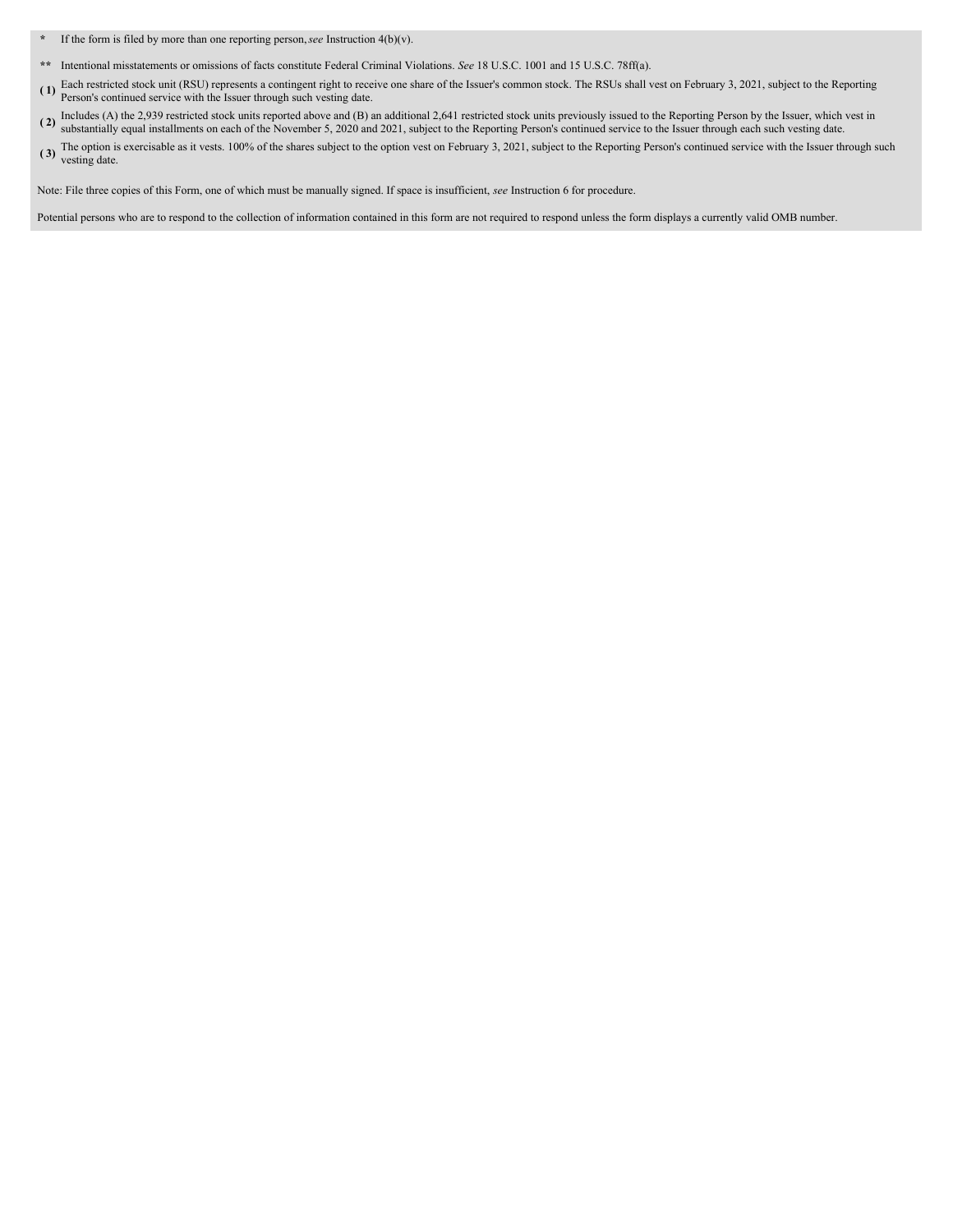* If the form is filed by more than one reporting person, *see* Instruction 4(b)(v).

** Intentional misstatements or omissions of facts constitute Federal Criminal Violations. *See* 18 U.S.C. 1001 and 15 U.S.C. 78ff(a).

(1) Each restricted stock unit (RSU) represents a contingent right to receive one share of the Issuer's common stock. The RSUs shall vest on February 3, 2021, subject to the Reporting Person's continued service with the Issuer through such vesting date.

(2) Includes (A) the 2,939 restricted stock units reported above and (B) an additional 2,641 restricted stock units previously issued to the Reporting Person by the Issuer, which vest in substantially equal installments on each of the November 5, 2020 and 2021, subject to the Reporting Person's continued service to the Issuer through each such vesting date.

(3) The option is exercisable as it vests. 100% of the shares subject to the option vest on February 3, 2021, subject to the Reporting Person's continued service with the Issuer through such vesting date.

Note: File three copies of this Form, one of which must be manually signed. If space is insufficient, *see* Instruction 6 for procedure.

Potential persons who are to respond to the collection of information contained in this form are not required to respond unless the form displays a currently valid OMB number.